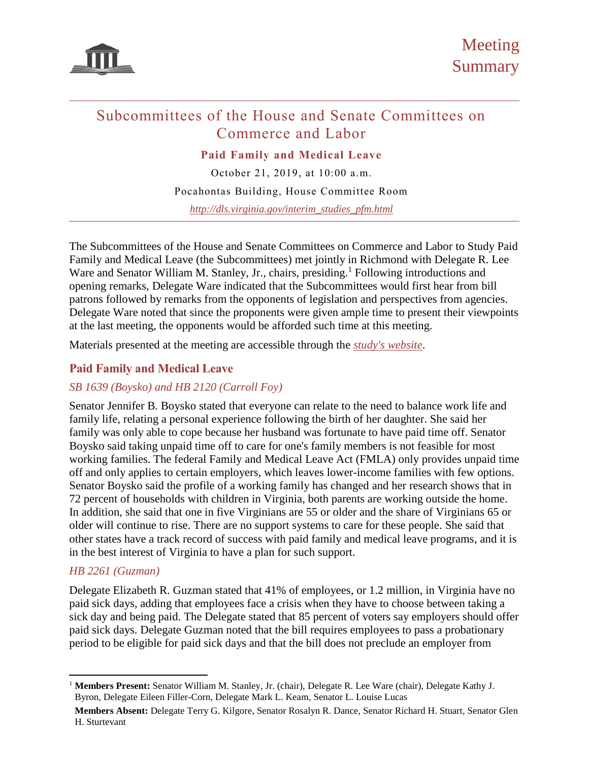Meeting Summary

# Subcommittees of the House and Senate Committees on Commerce and Labor

## Paid Family and Medical Leave

October 21, 2019, at 10:00 a.m.

Pocahontas Building, House Committee Room

*http://dls.virginia.gov/interim_studies_pfm.html*

---

The Subcommittees of the House and Senate Committees on Commerce and Labor to Study Paid Family and Medical Leave (the Subcommittees) met jointly in Richmond with Delegate R. Lee Ware and Senator William M. Stanley, Jr., chairs, presiding.[1] Following introductions and opening remarks, Delegate Ware indicated that the Subcommittees would first hear from bill patrons followed by remarks from the opponents of legislation and perspectives from agencies. Delegate Ware noted that since the proponents were given ample time to present their viewpoints at the last meeting, the opponents would be afforded such time at this meeting.

Materials presented at the meeting are accessible through the *study's website*.

## Paid Family and Medical Leave

### *SB 1639 (Boysko) and HB 2120 (Carroll Foy)*

Senator Jennifer B. Boysko stated that everyone can relate to the need to balance work life and family life, relating a personal experience following the birth of her daughter. She said her family was only able to cope because her husband was fortunate to have paid time off. Senator Boysko said taking unpaid time off to care for one's family members is not feasible for most working families. The federal Family and Medical Leave Act (FMLA) only provides unpaid time off and only applies to certain employers, which leaves lower-income families with few options. Senator Boysko said the profile of a working family has changed and her research shows that in 72 percent of households with children in Virginia, both parents are working outside the home. In addition, she said that one in five Virginians are 55 or older and the share of Virginians 65 or older will continue to rise. There are no support systems to care for these people. She said that other states have a track record of success with paid family and medical leave programs, and it is in the best interest of Virginia to have a plan for such support.

### *HB 2261 (Guzman)*

Delegate Elizabeth R. Guzman stated that 41% of employees, or 1.2 million, in Virginia have no paid sick days, adding that employees face a crisis when they have to choose between taking a sick day and being paid. The Delegate stated that 85 percent of voters say employers should offer paid sick days. Delegate Guzman noted that the bill requires employees to pass a probationary period to be eligible for paid sick days and that the bill does not preclude an employer from

---

[1] **Members Present:** Senator William M. Stanley, Jr. (chair), Delegate R. Lee Ware (chair), Delegate Kathy J. Byron, Delegate Eileen Filler-Corn, Delegate Mark L. Keam, Senator L. Louise Lucas

**Members Absent:** Delegate Terry G. Kilgore, Senator Rosalyn R. Dance, Senator Richard H. Stuart, Senator Glen H. Sturtevant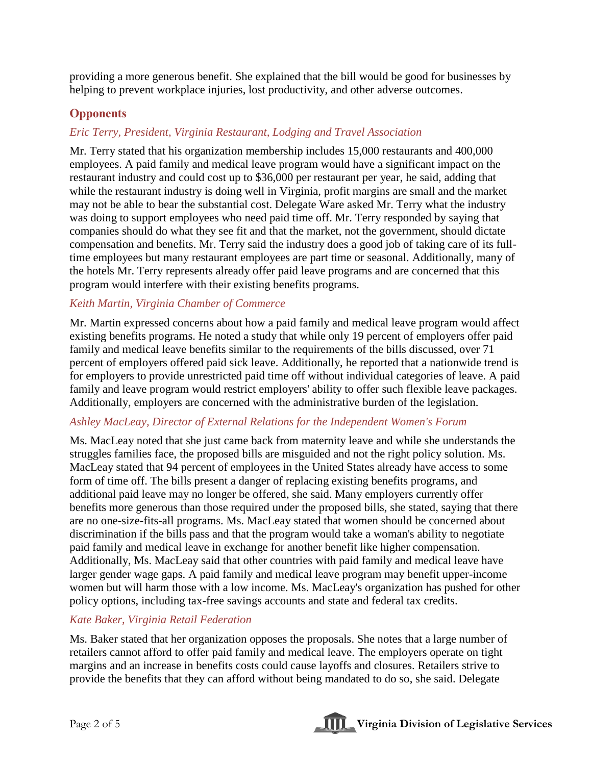providing a more generous benefit. She explained that the bill would be good for businesses by helping to prevent workplace injuries, lost productivity, and other adverse outcomes.

## Opponents

*Eric Terry, President, Virginia Restaurant, Lodging and Travel Association*

Mr. Terry stated that his organization membership includes 15,000 restaurants and 400,000 employees. A paid family and medical leave program would have a significant impact on the restaurant industry and could cost up to $36,000 per restaurant per year, he said, adding that while the restaurant industry is doing well in Virginia, profit margins are small and the market may not be able to bear the substantial cost. Delegate Ware asked Mr. Terry what the industry was doing to support employees who need paid time off. Mr. Terry responded by saying that companies should do what they see fit and that the market, not the government, should dictate compensation and benefits. Mr. Terry said the industry does a good job of taking care of its full-time employees but many restaurant employees are part time or seasonal. Additionally, many of the hotels Mr. Terry represents already offer paid leave programs and are concerned that this program would interfere with their existing benefits programs.

*Keith Martin, Virginia Chamber of Commerce*

Mr. Martin expressed concerns about how a paid family and medical leave program would affect existing benefits programs. He noted a study that while only 19 percent of employers offer paid family and medical leave benefits similar to the requirements of the bills discussed, over 71 percent of employers offered paid sick leave. Additionally, he reported that a nationwide trend is for employers to provide unrestricted paid time off without individual categories of leave. A paid family and leave program would restrict employers' ability to offer such flexible leave packages. Additionally, employers are concerned with the administrative burden of the legislation.

*Ashley MacLeay, Director of External Relations for the Independent Women's Forum*

Ms. MacLeay noted that she just came back from maternity leave and while she understands the struggles families face, the proposed bills are misguided and not the right policy solution. Ms. MacLeay stated that 94 percent of employees in the United States already have access to some form of time off. The bills present a danger of replacing existing benefits programs, and additional paid leave may no longer be offered, she said. Many employers currently offer benefits more generous than those required under the proposed bills, she stated, saying that there are no one-size-fits-all programs. Ms. MacLeay stated that women should be concerned about discrimination if the bills pass and that the program would take a woman's ability to negotiate paid family and medical leave in exchange for another benefit like higher compensation. Additionally, Ms. MacLeay said that other countries with paid family and medical leave have larger gender wage gaps. A paid family and medical leave program may benefit upper-income women but will harm those with a low income. Ms. MacLeay's organization has pushed for other policy options, including tax-free savings accounts and state and federal tax credits.

*Kate Baker, Virginia Retail Federation*

Ms. Baker stated that her organization opposes the proposals. She notes that a large number of retailers cannot afford to offer paid family and medical leave. The employers operate on tight margins and an increase in benefits costs could cause layoffs and closures. Retailers strive to provide the benefits that they can afford without being mandated to do so, she said. Delegate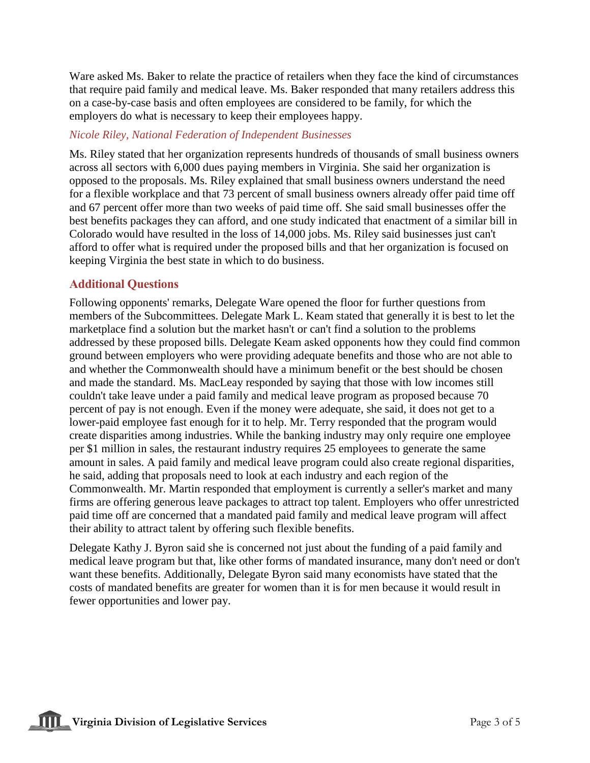Ware asked Ms. Baker to relate the practice of retailers when they face the kind of circumstances that require paid family and medical leave. Ms. Baker responded that many retailers address this on a case-by-case basis and often employees are considered to be family, for which the employers do what is necessary to keep their employees happy.

*Nicole Riley, National Federation of Independent Businesses*

Ms. Riley stated that her organization represents hundreds of thousands of small business owners across all sectors with 6,000 dues paying members in Virginia. She said her organization is opposed to the proposals. Ms. Riley explained that small business owners understand the need for a flexible workplace and that 73 percent of small business owners already offer paid time off and 67 percent offer more than two weeks of paid time off. She said small businesses offer the best benefits packages they can afford, and one study indicated that enactment of a similar bill in Colorado would have resulted in the loss of 14,000 jobs. Ms. Riley said businesses just can't afford to offer what is required under the proposed bills and that her organization is focused on keeping Virginia the best state in which to do business.

## Additional Questions

Following opponents' remarks, Delegate Ware opened the floor for further questions from members of the Subcommittees. Delegate Mark L. Keam stated that generally it is best to let the marketplace find a solution but the market hasn't or can't find a solution to the problems addressed by these proposed bills. Delegate Keam asked opponents how they could find common ground between employers who were providing adequate benefits and those who are not able to and whether the Commonwealth should have a minimum benefit or the best should be chosen and made the standard. Ms. MacLeay responded by saying that those with low incomes still couldn't take leave under a paid family and medical leave program as proposed because 70 percent of pay is not enough. Even if the money were adequate, she said, it does not get to a lower-paid employee fast enough for it to help. Mr. Terry responded that the program would create disparities among industries. While the banking industry may only require one employee per $1 million in sales, the restaurant industry requires 25 employees to generate the same amount in sales. A paid family and medical leave program could also create regional disparities, he said, adding that proposals need to look at each industry and each region of the Commonwealth. Mr. Martin responded that employment is currently a seller's market and many firms are offering generous leave packages to attract top talent. Employers who offer unrestricted paid time off are concerned that a mandated paid family and medical leave program will affect their ability to attract talent by offering such flexible benefits.

Delegate Kathy J. Byron said she is concerned not just about the funding of a paid family and medical leave program but that, like other forms of mandated insurance, many don't need or don't want these benefits. Additionally, Delegate Byron said many economists have stated that the costs of mandated benefits are greater for women than it is for men because it would result in fewer opportunities and lower pay.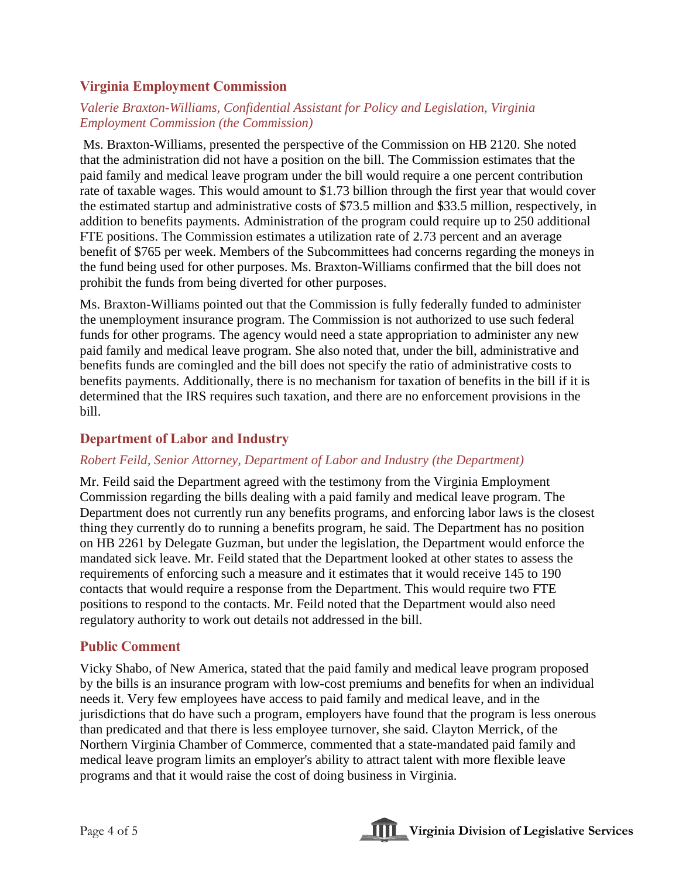## Virginia Employment Commission

*Valerie Braxton-Williams, Confidential Assistant for Policy and Legislation, Virginia Employment Commission (the Commission)*

Ms. Braxton-Williams, presented the perspective of the Commission on HB 2120. She noted that the administration did not have a position on the bill. The Commission estimates that the paid family and medical leave program under the bill would require a one percent contribution rate of taxable wages. This would amount to $1.73 billion through the first year that would cover the estimated startup and administrative costs of $73.5 million and $33.5 million, respectively, in addition to benefits payments. Administration of the program could require up to 250 additional FTE positions. The Commission estimates a utilization rate of 2.73 percent and an average benefit of $765 per week. Members of the Subcommittees had concerns regarding the moneys in the fund being used for other purposes. Ms. Braxton-Williams confirmed that the bill does not prohibit the funds from being diverted for other purposes.

Ms. Braxton-Williams pointed out that the Commission is fully federally funded to administer the unemployment insurance program. The Commission is not authorized to use such federal funds for other programs. The agency would need a state appropriation to administer any new paid family and medical leave program. She also noted that, under the bill, administrative and benefits funds are comingled and the bill does not specify the ratio of administrative costs to benefits payments. Additionally, there is no mechanism for taxation of benefits in the bill if it is determined that the IRS requires such taxation, and there are no enforcement provisions in the bill.

## Department of Labor and Industry

*Robert Feild, Senior Attorney, Department of Labor and Industry (the Department)*

Mr. Feild said the Department agreed with the testimony from the Virginia Employment Commission regarding the bills dealing with a paid family and medical leave program. The Department does not currently run any benefits programs, and enforcing labor laws is the closest thing they currently do to running a benefits program, he said. The Department has no position on HB 2261 by Delegate Guzman, but under the legislation, the Department would enforce the mandated sick leave. Mr. Feild stated that the Department looked at other states to assess the requirements of enforcing such a measure and it estimates that it would receive 145 to 190 contacts that would require a response from the Department. This would require two FTE positions to respond to the contacts. Mr. Feild noted that the Department would also need regulatory authority to work out details not addressed in the bill.

## Public Comment

Vicky Shabo, of New America, stated that the paid family and medical leave program proposed by the bills is an insurance program with low-cost premiums and benefits for when an individual needs it. Very few employees have access to paid family and medical leave, and in the jurisdictions that do have such a program, employers have found that the program is less onerous than predicated and that there is less employee turnover, she said. Clayton Merrick, of the Northern Virginia Chamber of Commerce, commented that a state-mandated paid family and medical leave program limits an employer's ability to attract talent with more flexible leave programs and that it would raise the cost of doing business in Virginia.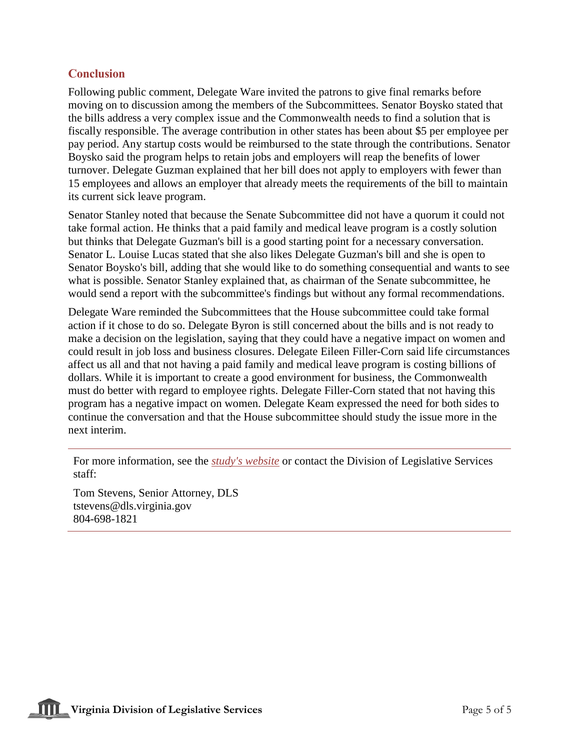## Conclusion

Following public comment, Delegate Ware invited the patrons to give final remarks before moving on to discussion among the members of the Subcommittees. Senator Boysko stated that the bills address a very complex issue and the Commonwealth needs to find a solution that is fiscally responsible. The average contribution in other states has been about $5 per employee per pay period. Any startup costs would be reimbursed to the state through the contributions. Senator Boysko said the program helps to retain jobs and employers will reap the benefits of lower turnover. Delegate Guzman explained that her bill does not apply to employers with fewer than 15 employees and allows an employer that already meets the requirements of the bill to maintain its current sick leave program.

Senator Stanley noted that because the Senate Subcommittee did not have a quorum it could not take formal action. He thinks that a paid family and medical leave program is a costly solution but thinks that Delegate Guzman's bill is a good starting point for a necessary conversation. Senator L. Louise Lucas stated that she also likes Delegate Guzman's bill and she is open to Senator Boysko's bill, adding that she would like to do something consequential and wants to see what is possible. Senator Stanley explained that, as chairman of the Senate subcommittee, he would send a report with the subcommittee's findings but without any formal recommendations.

Delegate Ware reminded the Subcommittees that the House subcommittee could take formal action if it chose to do so. Delegate Byron is still concerned about the bills and is not ready to make a decision on the legislation, saying that they could have a negative impact on women and could result in job loss and business closures. Delegate Eileen Filler-Corn said life circumstances affect us all and that not having a paid family and medical leave program is costing billions of dollars. While it is important to create a good environment for business, the Commonwealth must do better with regard to employee rights. Delegate Filler-Corn stated that not having this program has a negative impact on women. Delegate Keam expressed the need for both sides to continue the conversation and that the House subcommittee should study the issue more in the next interim.

---

For more information, see the *study's website* or contact the Division of Legislative Services staff:

Tom Stevens, Senior Attorney, DLS
tstevens@dls.virginia.gov
804-698-1821